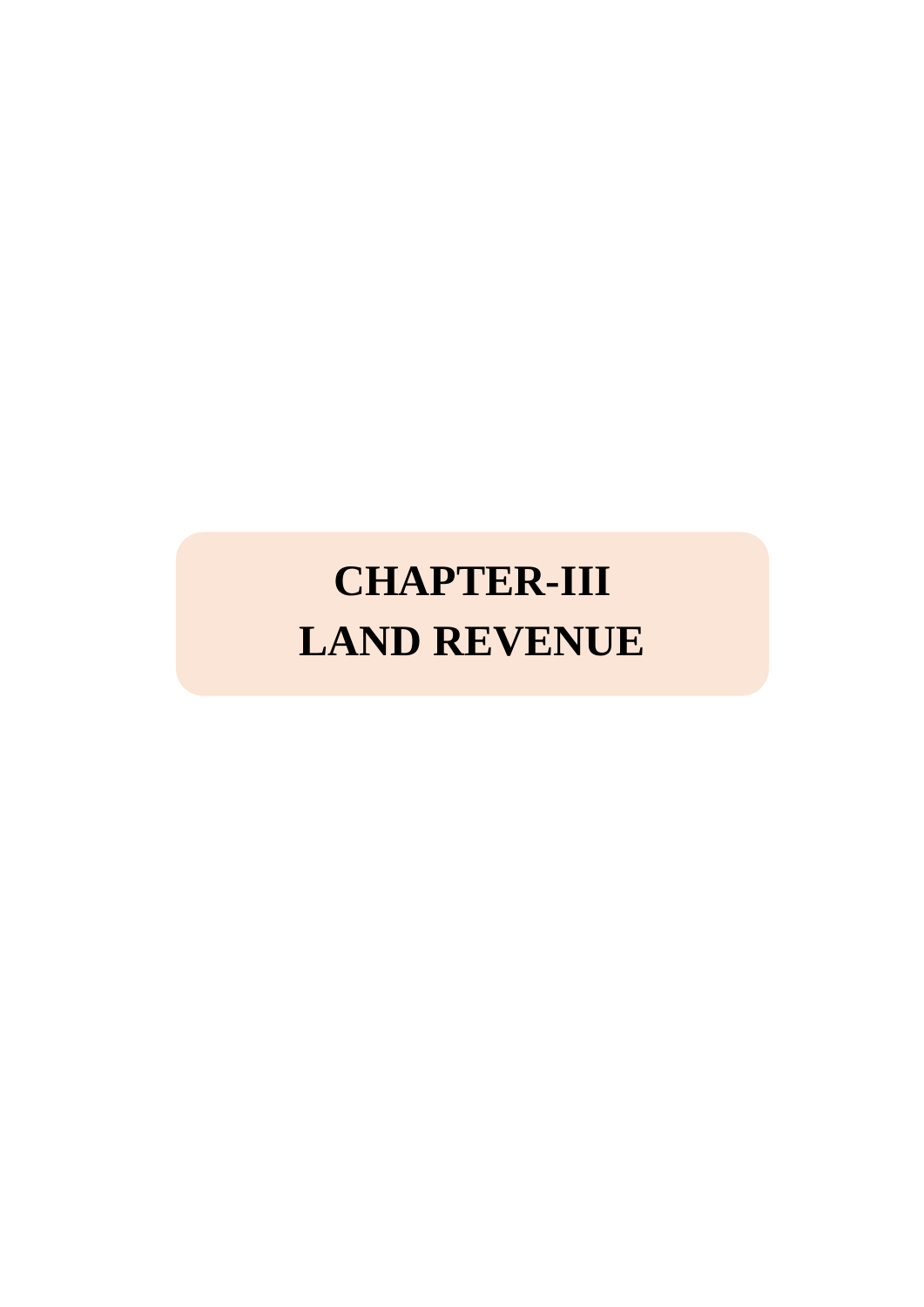# CHAPTER-III
# LAND REVENUE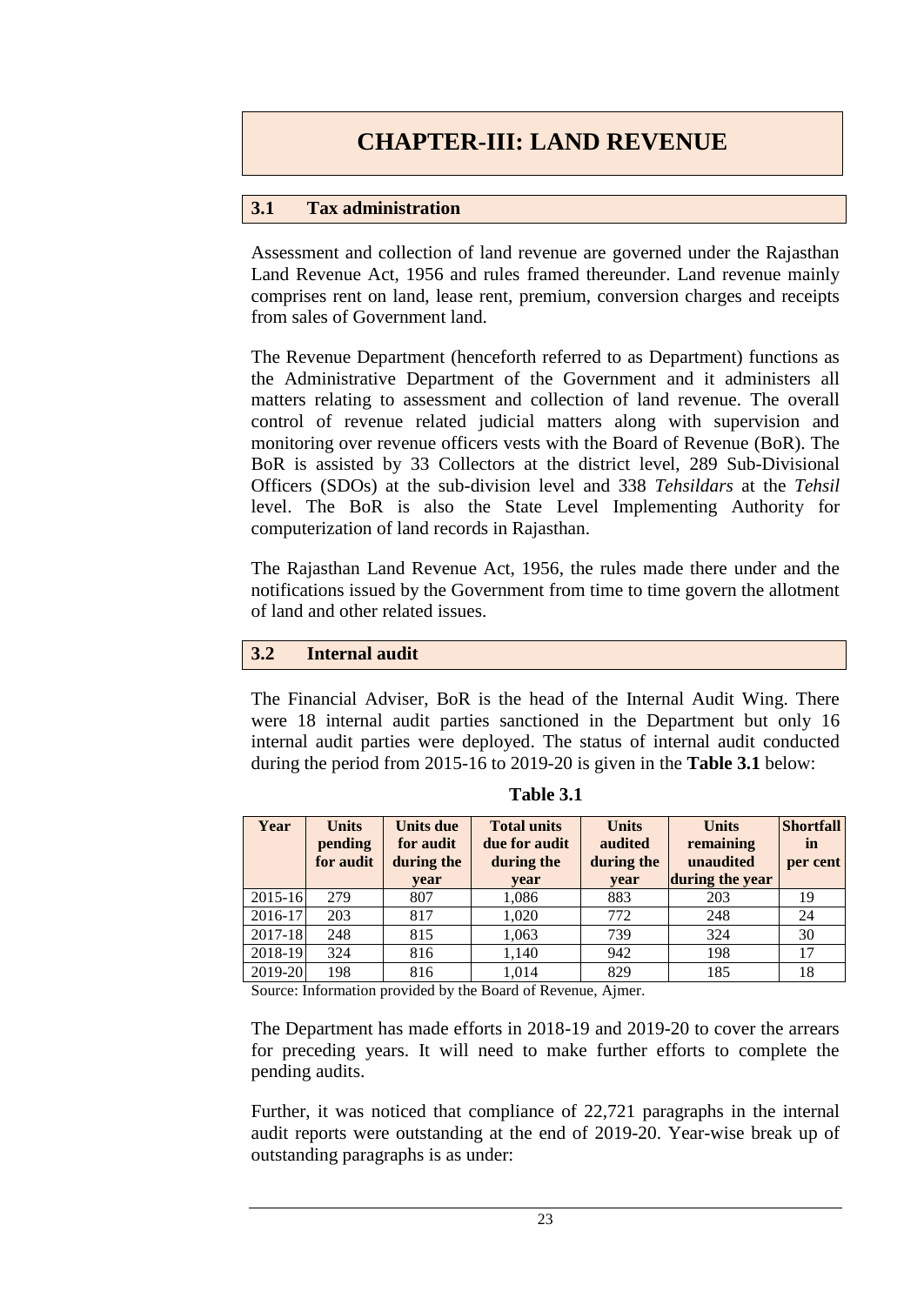# CHAPTER-III: LAND REVENUE

## 3.1 Tax administration

Assessment and collection of land revenue are governed under the Rajasthan Land Revenue Act, 1956 and rules framed thereunder. Land revenue mainly comprises rent on land, lease rent, premium, conversion charges and receipts from sales of Government land.

The Revenue Department (henceforth referred to as Department) functions as the Administrative Department of the Government and it administers all matters relating to assessment and collection of land revenue. The overall control of revenue related judicial matters along with supervision and monitoring over revenue officers vests with the Board of Revenue (BoR). The BoR is assisted by 33 Collectors at the district level, 289 Sub-Divisional Officers (SDOs) at the sub-division level and 338 *Tehsildars* at the *Tehsil* level. The BoR is also the State Level Implementing Authority for computerization of land records in Rajasthan.

The Rajasthan Land Revenue Act, 1956, the rules made there under and the notifications issued by the Government from time to time govern the allotment of land and other related issues.

## 3.2 Internal audit

The Financial Adviser, BoR is the head of the Internal Audit Wing. There were 18 internal audit parties sanctioned in the Department but only 16 internal audit parties were deployed. The status of internal audit conducted during the period from 2015-16 to 2019-20 is given in the **Table 3.1** below:

**Table 3.1**

| Year | Units pending for audit | Units due for audit during the year | Total units due for audit during the year | Units audited during the year | Units remaining unaudited during the year | Shortfall in per cent |
|---|---|---|---|---|---|---|
| 2015-16 | 279 | 807 | 1,086 | 883 | 203 | 19 |
| 2016-17 | 203 | 817 | 1,020 | 772 | 248 | 24 |
| 2017-18 | 248 | 815 | 1,063 | 739 | 324 | 30 |
| 2018-19 | 324 | 816 | 1,140 | 942 | 198 | 17 |
| 2019-20 | 198 | 816 | 1,014 | 829 | 185 | 18 |

Source: Information provided by the Board of Revenue, Ajmer.

The Department has made efforts in 2018-19 and 2019-20 to cover the arrears for preceding years. It will need to make further efforts to complete the pending audits.

Further, it was noticed that compliance of 22,721 paragraphs in the internal audit reports were outstanding at the end of 2019-20. Year-wise break up of outstanding paragraphs is as under: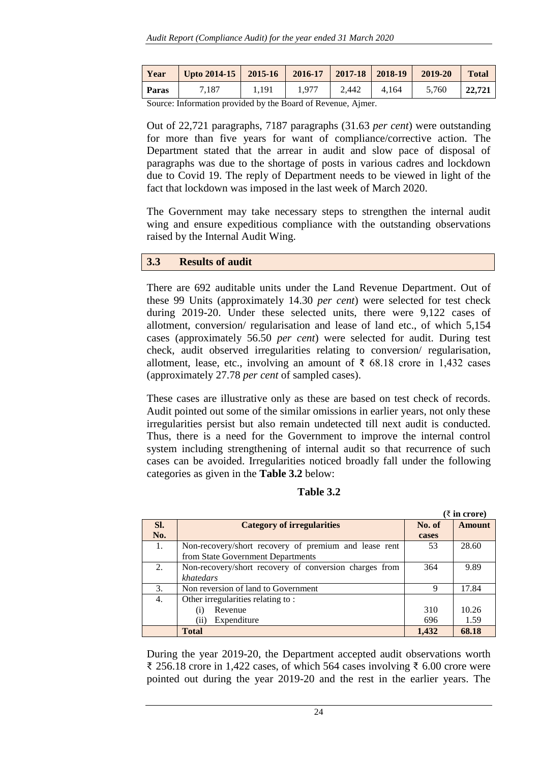| Year | Upto 2014-15 | 2015-16 | 2016-17 | 2017-18 | 2018-19 | 2019-20 | Total |
|---|---|---|---|---|---|---|---|
| **Paras** | 7,187 | 1,191 | 1,977 | 2,442 | 4,164 | 5,760 | **22,721** |

Source: Information provided by the Board of Revenue, Ajmer.

Out of 22,721 paragraphs, 7187 paragraphs (31.63 *per cent*) were outstanding for more than five years for want of compliance/corrective action. The Department stated that the arrear in audit and slow pace of disposal of paragraphs was due to the shortage of posts in various cadres and lockdown due to Covid 19. The reply of Department needs to be viewed in light of the fact that lockdown was imposed in the last week of March 2020.

The Government may take necessary steps to strengthen the internal audit wing and ensure expeditious compliance with the outstanding observations raised by the Internal Audit Wing.

## 3.3 Results of audit

There are 692 auditable units under the Land Revenue Department. Out of these 99 Units (approximately 14.30 *per cent*) were selected for test check during 2019-20. Under these selected units, there were 9,122 cases of allotment, conversion/ regularisation and lease of land etc., of which 5,154 cases (approximately 56.50 *per cent*) were selected for audit. During test check, audit observed irregularities relating to conversion/ regularisation, allotment, lease, etc., involving an amount of ₹ 68.18 crore in 1,432 cases (approximately 27.78 *per cent* of sampled cases).

These cases are illustrative only as these are based on test check of records. Audit pointed out some of the similar omissions in earlier years, not only these irregularities persist but also remain undetected till next audit is conducted. Thus, there is a need for the Government to improve the internal control system including strengthening of internal audit so that recurrence of such cases can be avoided. Irregularities noticed broadly fall under the following categories as given in the **Table 3.2** below:

**Table 3.2**

(₹ in crore)

| Sl. No. | Category of irregularities | No. of cases | Amount |
|---|---|---|---|
| 1. | Non-recovery/short recovery of premium and lease rent from State Government Departments | 53 | 28.60 |
| 2. | Non-recovery/short recovery of conversion charges from *khatedars* | 364 | 9.89 |
| 3. | Non reversion of land to Government | 9 | 17.84 |
| 4. | Other irregularities relating to : | | |
| | (i) Revenue | 310 | 10.26 |
| | (ii) Expenditure | 696 | 1.59 |
| | **Total** | **1,432** | **68.18** |

During the year 2019-20, the Department accepted audit observations worth ₹ 256.18 crore in 1,422 cases, of which 564 cases involving ₹ 6.00 crore were pointed out during the year 2019-20 and the rest in the earlier years. The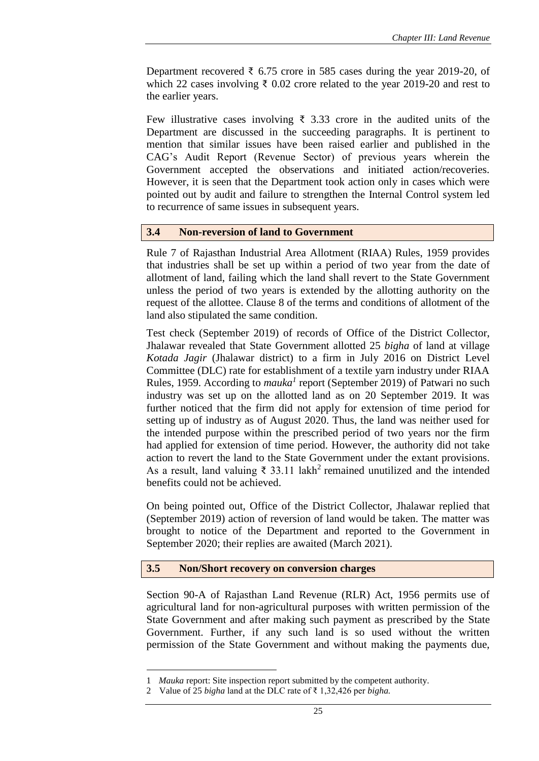Department recovered ₹ 6.75 crore in 585 cases during the year 2019-20, of which 22 cases involving ₹ 0.02 crore related to the year 2019-20 and rest to the earlier years.

Few illustrative cases involving ₹ 3.33 crore in the audited units of the Department are discussed in the succeeding paragraphs. It is pertinent to mention that similar issues have been raised earlier and published in the CAG's Audit Report (Revenue Sector) of previous years wherein the Government accepted the observations and initiated action/recoveries. However, it is seen that the Department took action only in cases which were pointed out by audit and failure to strengthen the Internal Control system led to recurrence of same issues in subsequent years.

## 3.4 Non-reversion of land to Government

Rule 7 of Rajasthan Industrial Area Allotment (RIAA) Rules, 1959 provides that industries shall be set up within a period of two year from the date of allotment of land, failing which the land shall revert to the State Government unless the period of two years is extended by the allotting authority on the request of the allottee. Clause 8 of the terms and conditions of allotment of the land also stipulated the same condition.

Test check (September 2019) of records of Office of the District Collector, Jhalawar revealed that State Government allotted 25 *bigha* of land at village *Kotada Jagir* (Jhalawar district) to a firm in July 2016 on District Level Committee (DLC) rate for establishment of a textile yarn industry under RIAA Rules, 1959. According to *mauka*[1] report (September 2019) of Patwari no such industry was set up on the allotted land as on 20 September 2019. It was further noticed that the firm did not apply for extension of time period for setting up of industry as of August 2020. Thus, the land was neither used for the intended purpose within the prescribed period of two years nor the firm had applied for extension of time period. However, the authority did not take action to revert the land to the State Government under the extant provisions. As a result, land valuing ₹ 33.11 lakh[2] remained unutilized and the intended benefits could not be achieved.

On being pointed out, Office of the District Collector, Jhalawar replied that (September 2019) action of reversion of land would be taken. The matter was brought to notice of the Department and reported to the Government in September 2020; their replies are awaited (March 2021).

## 3.5 Non/Short recovery on conversion charges

Section 90-A of Rajasthan Land Revenue (RLR) Act, 1956 permits use of agricultural land for non-agricultural purposes with written permission of the State Government and after making such payment as prescribed by the State Government. Further, if any such land is so used without the written permission of the State Government and without making the payments due,

---

1 *Mauka* report: Site inspection report submitted by the competent authority.

2 Value of 25 *bigha* land at the DLC rate of ₹ 1,32,426 per *bigha.*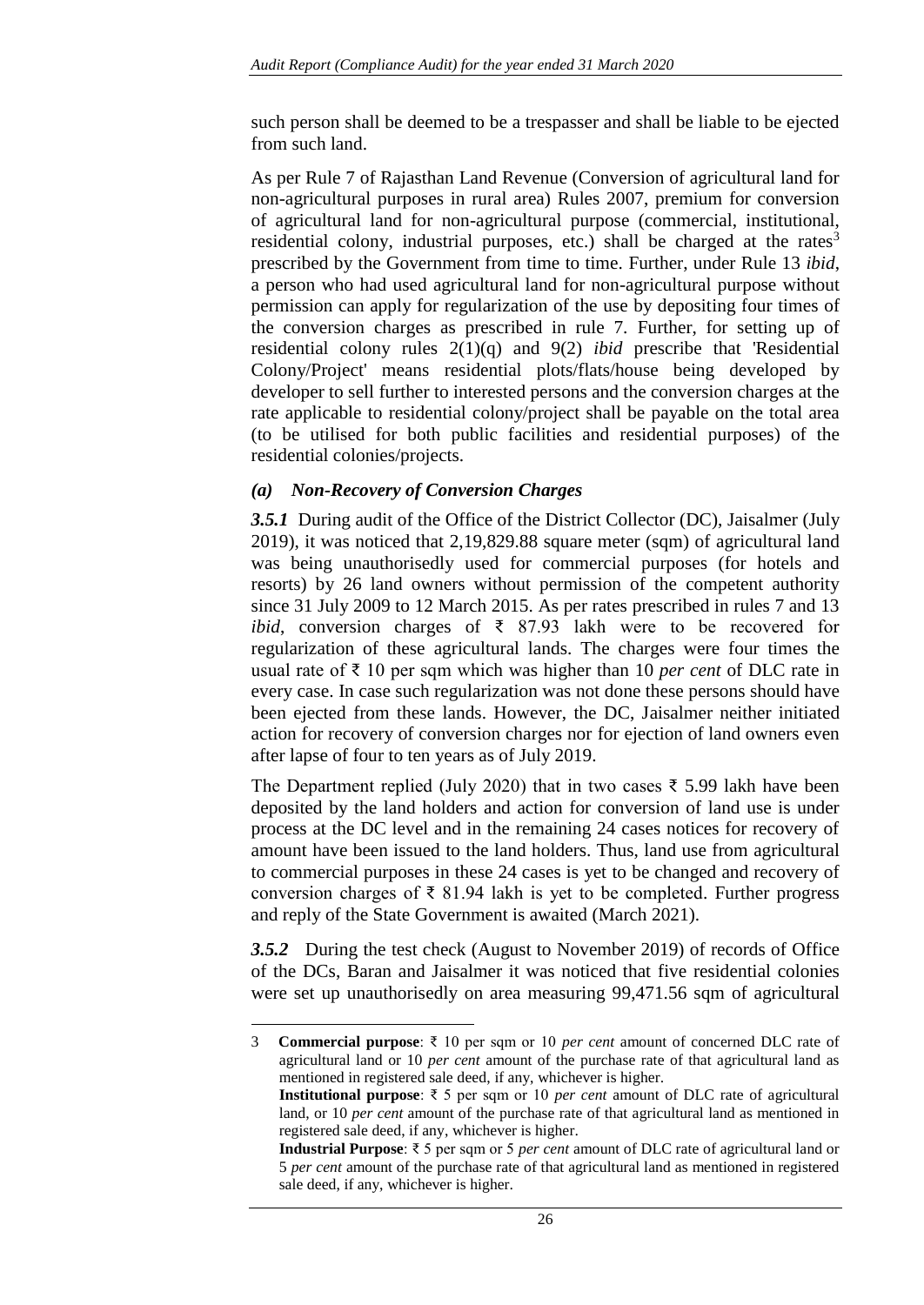such person shall be deemed to be a trespasser and shall be liable to be ejected from such land.

As per Rule 7 of Rajasthan Land Revenue (Conversion of agricultural land for non-agricultural purposes in rural area) Rules 2007, premium for conversion of agricultural land for non-agricultural purpose (commercial, institutional, residential colony, industrial purposes, etc.) shall be charged at the rates[3] prescribed by the Government from time to time. Further, under Rule 13 *ibid*, a person who had used agricultural land for non-agricultural purpose without permission can apply for regularization of the use by depositing four times of the conversion charges as prescribed in rule 7. Further, for setting up of residential colony rules 2(1)(q) and 9(2) *ibid* prescribe that 'Residential Colony/Project' means residential plots/flats/house being developed by developer to sell further to interested persons and the conversion charges at the rate applicable to residential colony/project shall be payable on the total area (to be utilised for both public facilities and residential purposes) of the residential colonies/projects.

### *(a) Non-Recovery of Conversion Charges*

***3.5.1*** During audit of the Office of the District Collector (DC), Jaisalmer (July 2019), it was noticed that 2,19,829.88 square meter (sqm) of agricultural land was being unauthorisedly used for commercial purposes (for hotels and resorts) by 26 land owners without permission of the competent authority since 31 July 2009 to 12 March 2015. As per rates prescribed in rules 7 and 13 *ibid*, conversion charges of ₹ 87.93 lakh were to be recovered for regularization of these agricultural lands. The charges were four times the usual rate of ₹ 10 per sqm which was higher than 10 *per cent* of DLC rate in every case. In case such regularization was not done these persons should have been ejected from these lands. However, the DC, Jaisalmer neither initiated action for recovery of conversion charges nor for ejection of land owners even after lapse of four to ten years as of July 2019.

The Department replied (July 2020) that in two cases ₹ 5.99 lakh have been deposited by the land holders and action for conversion of land use is under process at the DC level and in the remaining 24 cases notices for recovery of amount have been issued to the land holders. Thus, land use from agricultural to commercial purposes in these 24 cases is yet to be changed and recovery of conversion charges of ₹ 81.94 lakh is yet to be completed. Further progress and reply of the State Government is awaited (March 2021).

***3.5.2*** During the test check (August to November 2019) of records of Office of the DCs, Baran and Jaisalmer it was noticed that five residential colonies were set up unauthorisedly on area measuring 99,471.56 sqm of agricultural

---

3 **Commercial purpose**: ₹ 10 per sqm or 10 *per cent* amount of concerned DLC rate of agricultural land or 10 *per cent* amount of the purchase rate of that agricultural land as mentioned in registered sale deed, if any, whichever is higher.
**Institutional purpose**: ₹ 5 per sqm or 10 *per cent* amount of DLC rate of agricultural land, or 10 *per cent* amount of the purchase rate of that agricultural land as mentioned in registered sale deed, if any, whichever is higher.
**Industrial Purpose**: ₹ 5 per sqm or 5 *per cent* amount of DLC rate of agricultural land or 5 *per cent* amount of the purchase rate of that agricultural land as mentioned in registered sale deed, if any, whichever is higher.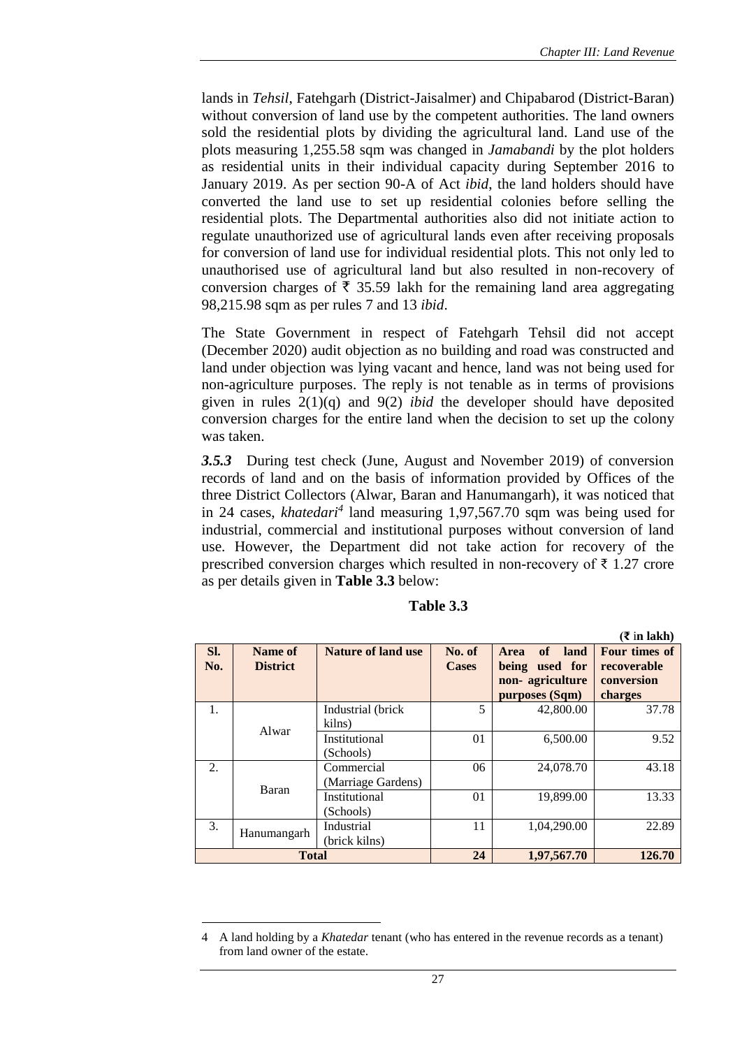lands in *Tehsil*, Fatehgarh (District-Jaisalmer) and Chipabarod (District-Baran) without conversion of land use by the competent authorities. The land owners sold the residential plots by dividing the agricultural land. Land use of the plots measuring 1,255.58 sqm was changed in *Jamabandi* by the plot holders as residential units in their individual capacity during September 2016 to January 2019. As per section 90-A of Act *ibid*, the land holders should have converted the land use to set up residential colonies before selling the residential plots. The Departmental authorities also did not initiate action to regulate unauthorized use of agricultural lands even after receiving proposals for conversion of land use for individual residential plots. This not only led to unauthorised use of agricultural land but also resulted in non-recovery of conversion charges of ₹ 35.59 lakh for the remaining land area aggregating 98,215.98 sqm as per rules 7 and 13 *ibid*.

The State Government in respect of Fatehgarh Tehsil did not accept (December 2020) audit objection as no building and road was constructed and land under objection was lying vacant and hence, land was not being used for non-agriculture purposes. The reply is not tenable as in terms of provisions given in rules 2(1)(q) and 9(2) *ibid* the developer should have deposited conversion charges for the entire land when the decision to set up the colony was taken.

***3.5.3*** During test check (June, August and November 2019) of conversion records of land and on the basis of information provided by Offices of the three District Collectors (Alwar, Baran and Hanumangarh), it was noticed that in 24 cases, *khatedari*[4] land measuring 1,97,567.70 sqm was being used for industrial, commercial and institutional purposes without conversion of land use. However, the Department did not take action for recovery of the prescribed conversion charges which resulted in non-recovery of ₹ 1.27 crore as per details given in **Table 3.3** below:

**Table 3.3**

**(₹ in lakh)**

| Sl. No. | Name of District | Nature of land use | No. of Cases | Area of land being used for non- agriculture purposes (Sqm) | Four times of recoverable conversion charges |
|---|---|---|---|---|---|
| 1. | Alwar | Industrial (brick kilns) | 5 | 42,800.00 | 37.78 |
| | | Institutional (Schools) | 01 | 6,500.00 | 9.52 |
| 2. | Baran | Commercial (Marriage Gardens) | 06 | 24,078.70 | 43.18 |
| | | Institutional (Schools) | 01 | 19,899.00 | 13.33 |
| 3. | Hanumangarh | Industrial (brick kilns) | 11 | 1,04,290.00 | 22.89 |
| **Total** | | | **24** | **1,97,567.70** | **126.70** |

---

4 A land holding by a *Khatedar* tenant (who has entered in the revenue records as a tenant) from land owner of the estate.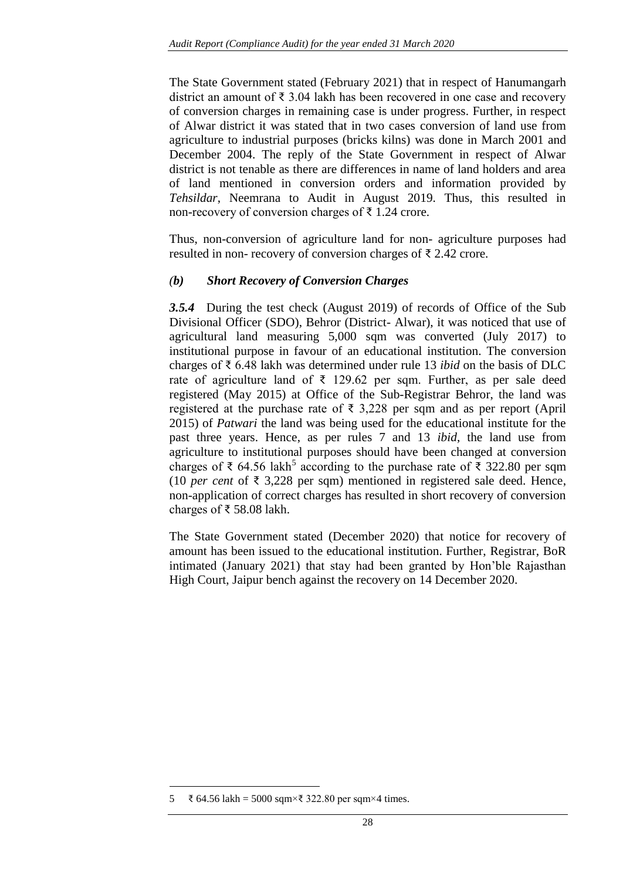The State Government stated (February 2021) that in respect of Hanumangarh district an amount of ₹ 3.04 lakh has been recovered in one case and recovery of conversion charges in remaining case is under progress. Further, in respect of Alwar district it was stated that in two cases conversion of land use from agriculture to industrial purposes (bricks kilns) was done in March 2001 and December 2004. The reply of the State Government in respect of Alwar district is not tenable as there are differences in name of land holders and area of land mentioned in conversion orders and information provided by *Tehsildar*, Neemrana to Audit in August 2019. Thus, this resulted in non-recovery of conversion charges of ₹ 1.24 crore.

Thus, non-conversion of agriculture land for non- agriculture purposes had resulted in non- recovery of conversion charges of ₹ 2.42 crore.

### *(b) Short Recovery of Conversion Charges*

***3.5.4*** During the test check (August 2019) of records of Office of the Sub Divisional Officer (SDO), Behror (District- Alwar), it was noticed that use of agricultural land measuring 5,000 sqm was converted (July 2017) to institutional purpose in favour of an educational institution. The conversion charges of ₹ 6.48 lakh was determined under rule 13 *ibid* on the basis of DLC rate of agriculture land of ₹ 129.62 per sqm. Further, as per sale deed registered (May 2015) at Office of the Sub-Registrar Behror, the land was registered at the purchase rate of ₹ 3,228 per sqm and as per report (April 2015) of *Patwari* the land was being used for the educational institute for the past three years. Hence, as per rules 7 and 13 *ibid*, the land use from agriculture to institutional purposes should have been changed at conversion charges of ₹ 64.56 lakh[5] according to the purchase rate of ₹ 322.80 per sqm (10 *per cent* of ₹ 3,228 per sqm) mentioned in registered sale deed. Hence, non-application of correct charges has resulted in short recovery of conversion charges of ₹ 58.08 lakh.

The State Government stated (December 2020) that notice for recovery of amount has been issued to the educational institution. Further, Registrar, BoR intimated (January 2021) that stay had been granted by Hon'ble Rajasthan High Court, Jaipur bench against the recovery on 14 December 2020.

---

5 ₹ 64.56 lakh = 5000 sqm×₹ 322.80 per sqm×4 times.